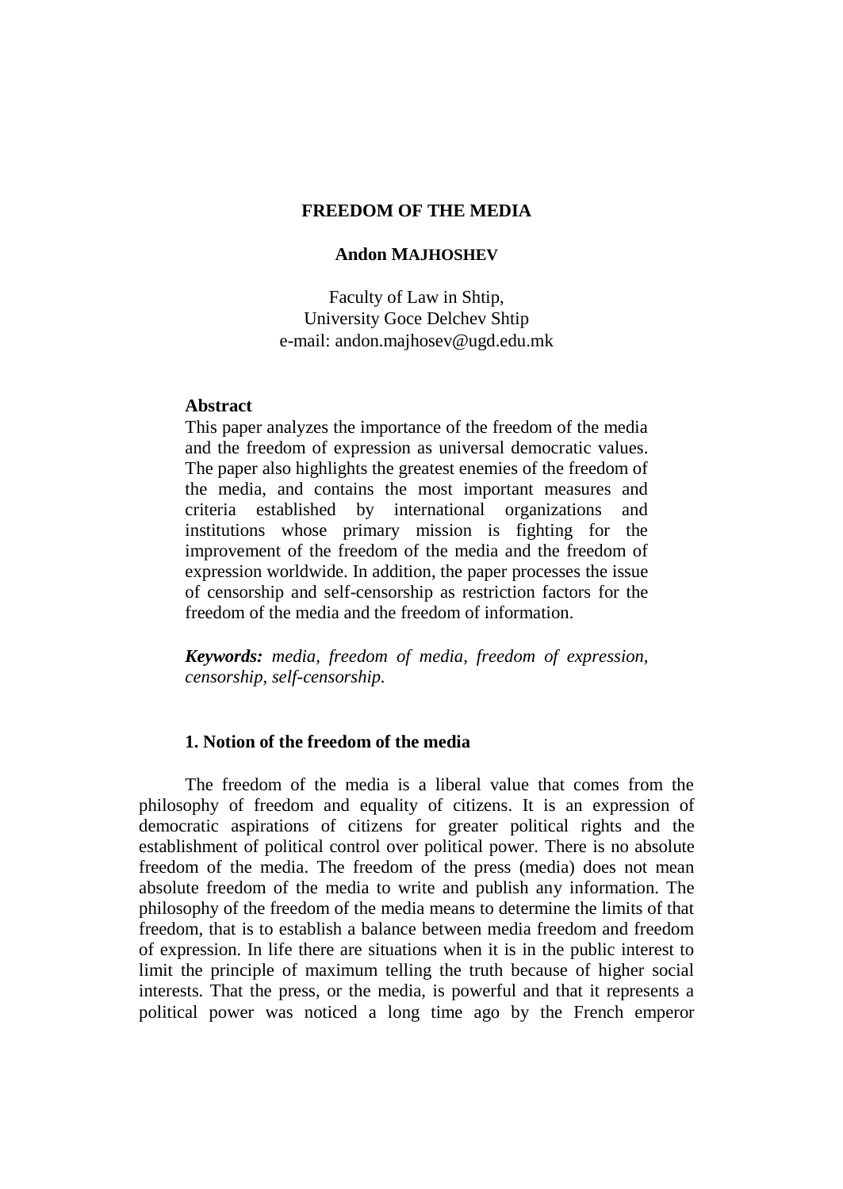# FREEDOM OF THE MEDIA

**Andon MAJHOSHEV**

Faculty of Law in Shtip,
University Goce Delchev Shtip
e-mail: andon.majhosev@ugd.edu.mk

**Abstract**

This paper analyzes the importance of the freedom of the media and the freedom of expression as universal democratic values. The paper also highlights the greatest enemies of the freedom of the media, and contains the most important measures and criteria established by international organizations and institutions whose primary mission is fighting for the improvement of the freedom of the media and the freedom of expression worldwide. In addition, the paper processes the issue of censorship and self-censorship as restriction factors for the freedom of the media and the freedom of information.

***Keywords:*** *media, freedom of media, freedom of expression, censorship, self-censorship.*

## 1. Notion of the freedom of the media

The freedom of the media is a liberal value that comes from the philosophy of freedom and equality of citizens. It is an expression of democratic aspirations of citizens for greater political rights and the establishment of political control over political power. There is no absolute freedom of the media. The freedom of the press (media) does not mean absolute freedom of the media to write and publish any information. The philosophy of the freedom of the media means to determine the limits of that freedom, that is to establish a balance between media freedom and freedom of expression. In life there are situations when it is in the public interest to limit the principle of maximum telling the truth because of higher social interests. That the press, or the media, is powerful and that it represents a political power was noticed a long time ago by the French emperor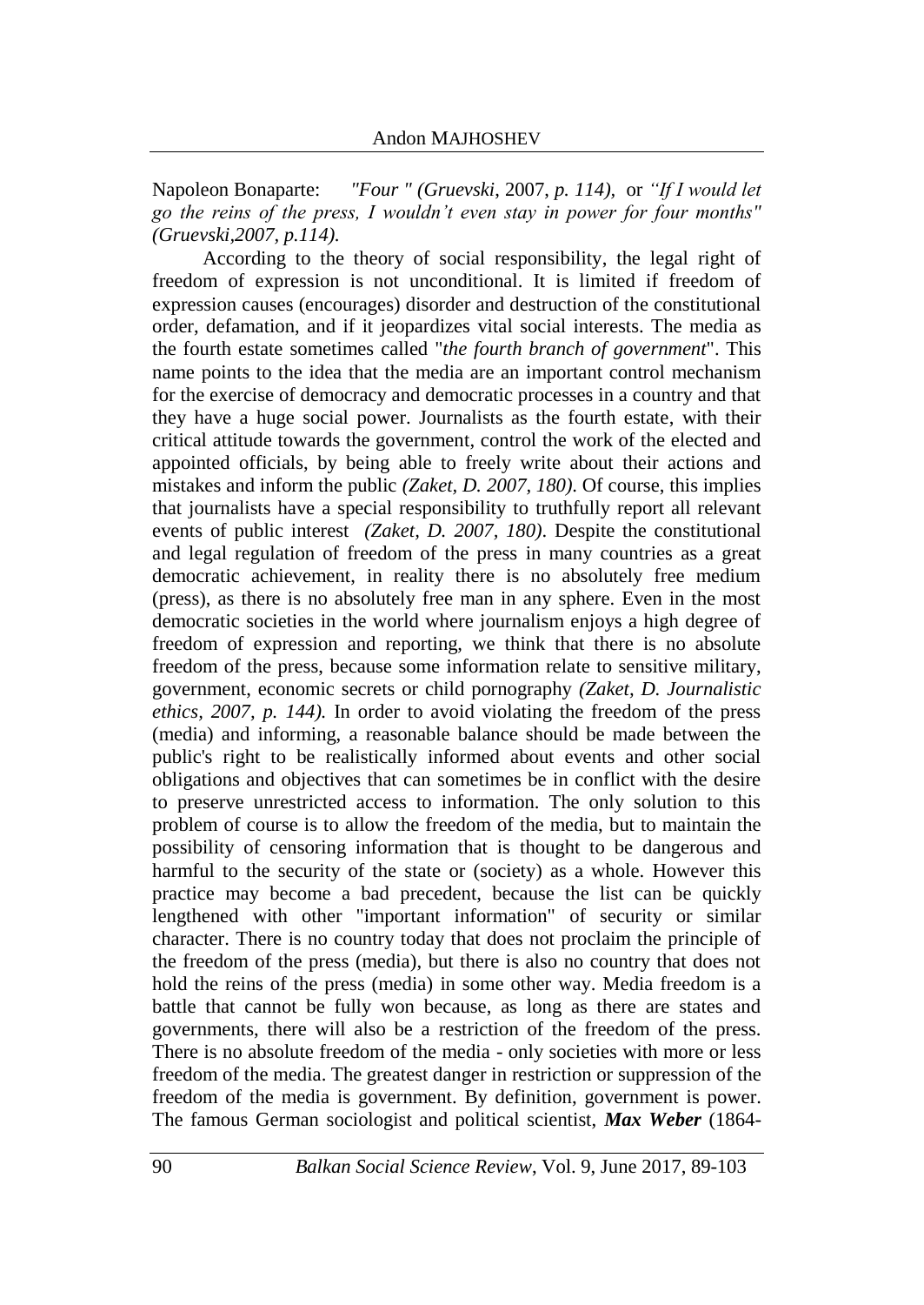Napoleon Bonaparte: *"Four " (Gruevski*, 2007*, p. 114),* or *"If I would let go the reins of the press, I wouldn't even stay in power for four months" (Gruevski,2007, p.114).*

According to the theory of social responsibility, the legal right of freedom of expression is not unconditional. It is limited if freedom of expression causes (encourages) disorder and destruction of the constitutional order, defamation, and if it jeopardizes vital social interests. The media as the fourth estate sometimes called "*the fourth branch of government*". This name points to the idea that the media are an important control mechanism for the exercise of democracy and democratic processes in a country and that they have a huge social power. Journalists as the fourth estate, with their critical attitude towards the government, control the work of the elected and appointed officials, by being able to freely write about their actions and mistakes and inform the public *(Zaket, D. 2007, 180)*. Of course, this implies that journalists have a special responsibility to truthfully report all relevant events of public interest *(Zaket, D. 2007, 180)*. Despite the constitutional and legal regulation of freedom of the press in many countries as a great democratic achievement, in reality there is no absolutely free medium (press), as there is no absolutely free man in any sphere. Even in the most democratic societies in the world where journalism enjoys a high degree of freedom of expression and reporting, we think that there is no absolute freedom of the press, because some information relate to sensitive military, government, economic secrets or child pornography *(Zaket, D. Journalistic ethics, 2007, p. 144).* In order to avoid violating the freedom of the press (media) and informing, a reasonable balance should be made between the public's right to be realistically informed about events and other social obligations and objectives that can sometimes be in conflict with the desire to preserve unrestricted access to information. The only solution to this problem of course is to allow the freedom of the media, but to maintain the possibility of censoring information that is thought to be dangerous and harmful to the security of the state or (society) as a whole. However this practice may become a bad precedent, because the list can be quickly lengthened with other "important information" of security or similar character. There is no country today that does not proclaim the principle of the freedom of the press (media), but there is also no country that does not hold the reins of the press (media) in some other way. Media freedom is a battle that cannot be fully won because, as long as there are states and governments, there will also be a restriction of the freedom of the press. There is no absolute freedom of the media - only societies with more or less freedom of the media. The greatest danger in restriction or suppression of the freedom of the media is government. By definition, government is power. The famous German sociologist and political scientist, ***Max Weber*** (1864-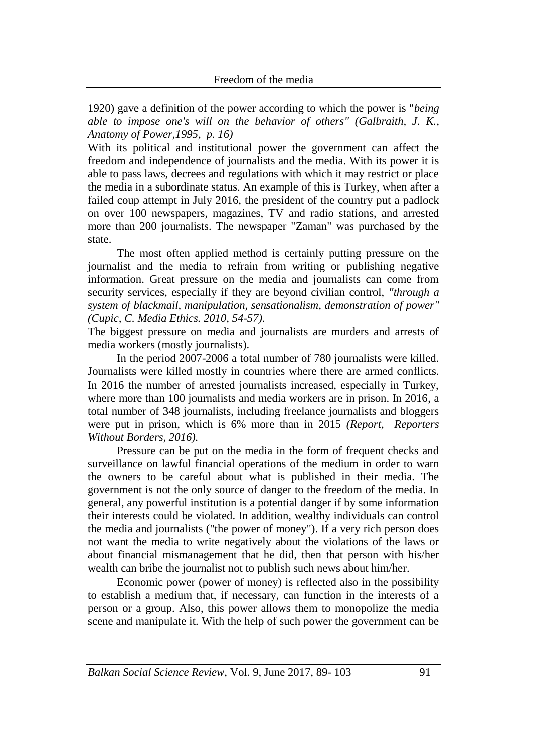1920) gave a definition of the power according to which the power is "*being able to impose one's will on the behavior of others" (Galbraith, J. K., Anatomy of Power,1995, p. 16)*

With its political and institutional power the government can affect the freedom and independence of journalists and the media. With its power it is able to pass laws, decrees and regulations with which it may restrict or place the media in a subordinate status. An example of this is Turkey, when after a failed coup attempt in July 2016, the president of the country put a padlock on over 100 newspapers, magazines, TV and radio stations, and arrested more than 200 journalists. The newspaper "Zaman" was purchased by the state.

The most often applied method is certainly putting pressure on the journalist and the media to refrain from writing or publishing negative information. Great pressure on the media and journalists can come from security services, especially if they are beyond civilian control, *"through a system of blackmail, manipulation, sensationalism, demonstration of power" (Cupic, C. Media Ethics. 2010, 54-57).*

The biggest pressure on media and journalists are murders and arrests of media workers (mostly journalists).

In the period 2007-2006 a total number of 780 journalists were killed. Journalists were killed mostly in countries where there are armed conflicts. In 2016 the number of arrested journalists increased, especially in Turkey, where more than 100 journalists and media workers are in prison. In 2016, a total number of 348 journalists, including freelance journalists and bloggers were put in prison, which is 6% more than in 2015 *(Report, Reporters Without Borders, 2016).*

Pressure can be put on the media in the form of frequent checks and surveillance on lawful financial operations of the medium in order to warn the owners to be careful about what is published in their media. The government is not the only source of danger to the freedom of the media. In general, any powerful institution is a potential danger if by some information their interests could be violated. In addition, wealthy individuals can control the media and journalists ("the power of money"). If a very rich person does not want the media to write negatively about the violations of the laws or about financial mismanagement that he did, then that person with his/her wealth can bribe the journalist not to publish such news about him/her.

Economic power (power of money) is reflected also in the possibility to establish a medium that, if necessary, can function in the interests of a person or a group. Also, this power allows them to monopolize the media scene and manipulate it. With the help of such power the government can be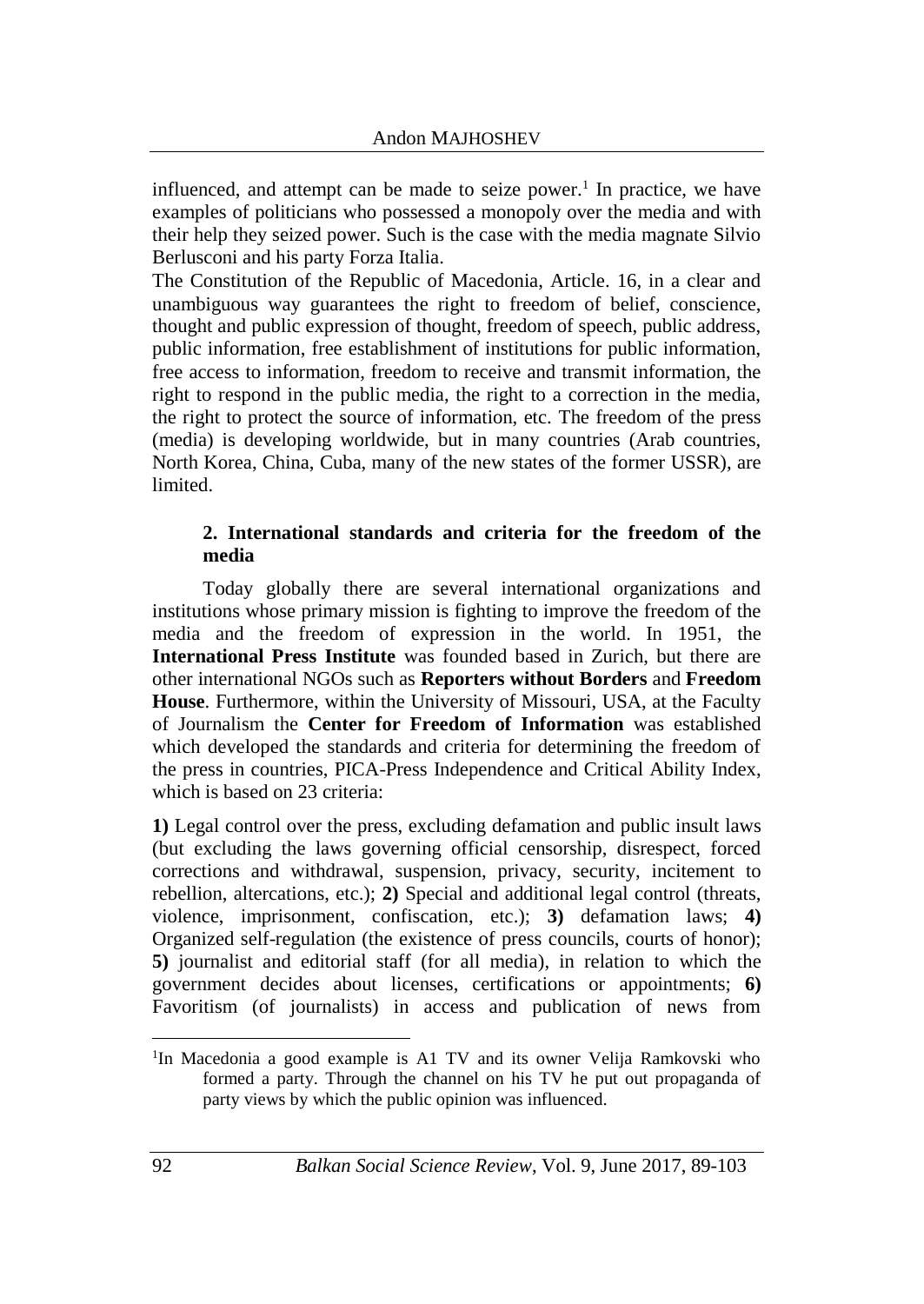influenced, and attempt can be made to seize power.[1] In practice, we have examples of politicians who possessed a monopoly over the media and with their help they seized power. Such is the case with the media magnate Silvio Berlusconi and his party Forza Italia.

The Constitution of the Republic of Macedonia, Article. 16, in a clear and unambiguous way guarantees the right to freedom of belief, conscience, thought and public expression of thought, freedom of speech, public address, public information, free establishment of institutions for public information, free access to information, freedom to receive and transmit information, the right to respond in the public media, the right to a correction in the media, the right to protect the source of information, etc. The freedom of the press (media) is developing worldwide, but in many countries (Arab countries, North Korea, China, Cuba, many of the new states of the former USSR), are limited.

## 2. International standards and criteria for the freedom of the media

Today globally there are several international organizations and institutions whose primary mission is fighting to improve the freedom of the media and the freedom of expression in the world. In 1951, the **International Press Institute** was founded based in Zurich, but there are other international NGOs such as **Reporters without Borders** and **Freedom House**. Furthermore, within the University of Missouri, USA, at the Faculty of Journalism the **Center for Freedom of Information** was established which developed the standards and criteria for determining the freedom of the press in countries, PICA-Press Independence and Critical Ability Index, which is based on 23 criteria:

**1)** Legal control over the press, excluding defamation and public insult laws (but excluding the laws governing official censorship, disrespect, forced corrections and withdrawal, suspension, privacy, security, incitement to rebellion, altercations, etc.); **2)** Special and additional legal control (threats, violence, imprisonment, confiscation, etc.); **3)** defamation laws; **4)** Organized self-regulation (the existence of press councils, courts of honor); **5)** journalist and editorial staff (for all media), in relation to which the government decides about licenses, certifications or appointments; **6)** Favoritism (of journalists) in access and publication of news from

[1] In Macedonia a good example is A1 TV and its owner Velija Ramkovski who formed a party. Through the channel on his TV he put out propaganda of party views by which the public opinion was influenced.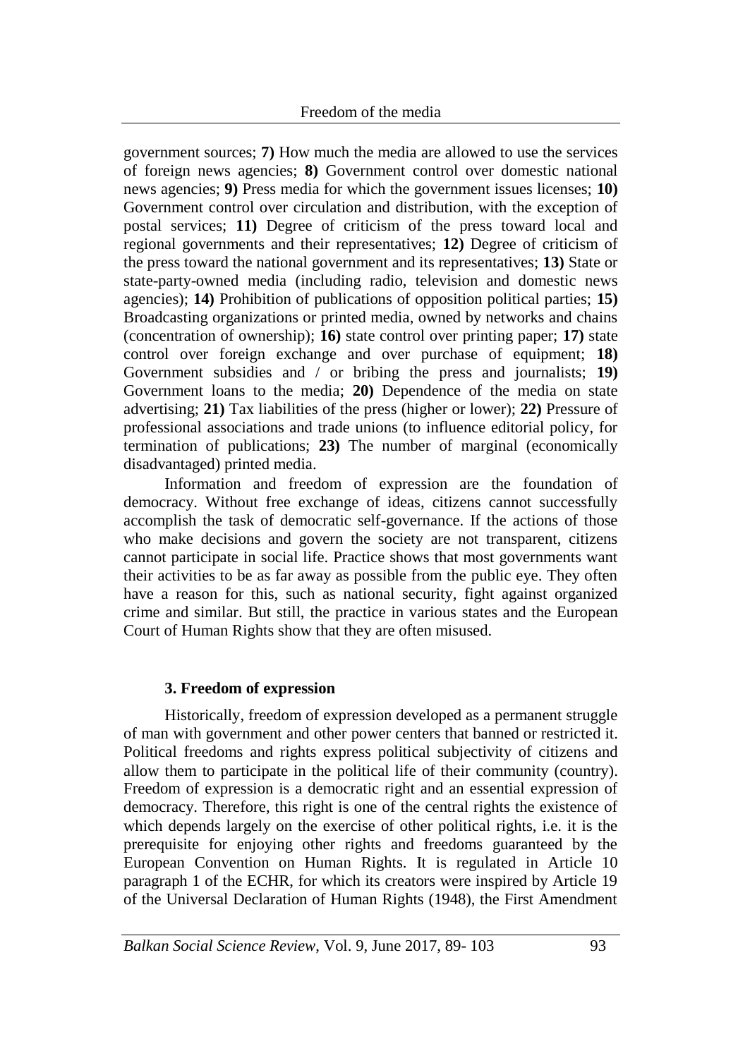government sources; **7)** How much the media are allowed to use the services of foreign news agencies; **8)** Government control over domestic national news agencies; **9)** Press media for which the government issues licenses; **10)** Government control over circulation and distribution, with the exception of postal services; **11)** Degree of criticism of the press toward local and regional governments and their representatives; **12)** Degree of criticism of the press toward the national government and its representatives; **13)** State or state-party-owned media (including radio, television and domestic news agencies); **14)** Prohibition of publications of opposition political parties; **15)** Broadcasting organizations or printed media, owned by networks and chains (concentration of ownership); **16)** state control over printing paper; **17)** state control over foreign exchange and over purchase of equipment; **18)** Government subsidies and / or bribing the press and journalists; **19)** Government loans to the media; **20)** Dependence of the media on state advertising; **21)** Tax liabilities of the press (higher or lower); **22)** Pressure of professional associations and trade unions (to influence editorial policy, for termination of publications; **23)** The number of marginal (economically disadvantaged) printed media.

Information and freedom of expression are the foundation of democracy. Without free exchange of ideas, citizens cannot successfully accomplish the task of democratic self-governance. If the actions of those who make decisions and govern the society are not transparent, citizens cannot participate in social life. Practice shows that most governments want their activities to be as far away as possible from the public eye. They often have a reason for this, such as national security, fight against organized crime and similar. But still, the practice in various states and the European Court of Human Rights show that they are often misused.

### 3. Freedom of expression

Historically, freedom of expression developed as a permanent struggle of man with government and other power centers that banned or restricted it. Political freedoms and rights express political subjectivity of citizens and allow them to participate in the political life of their community (country). Freedom of expression is a democratic right and an essential expression of democracy. Therefore, this right is one of the central rights the existence of which depends largely on the exercise of other political rights, i.e. it is the prerequisite for enjoying other rights and freedoms guaranteed by the European Convention on Human Rights. It is regulated in Article 10 paragraph 1 of the ECHR, for which its creators were inspired by Article 19 of the Universal Declaration of Human Rights (1948), the First Amendment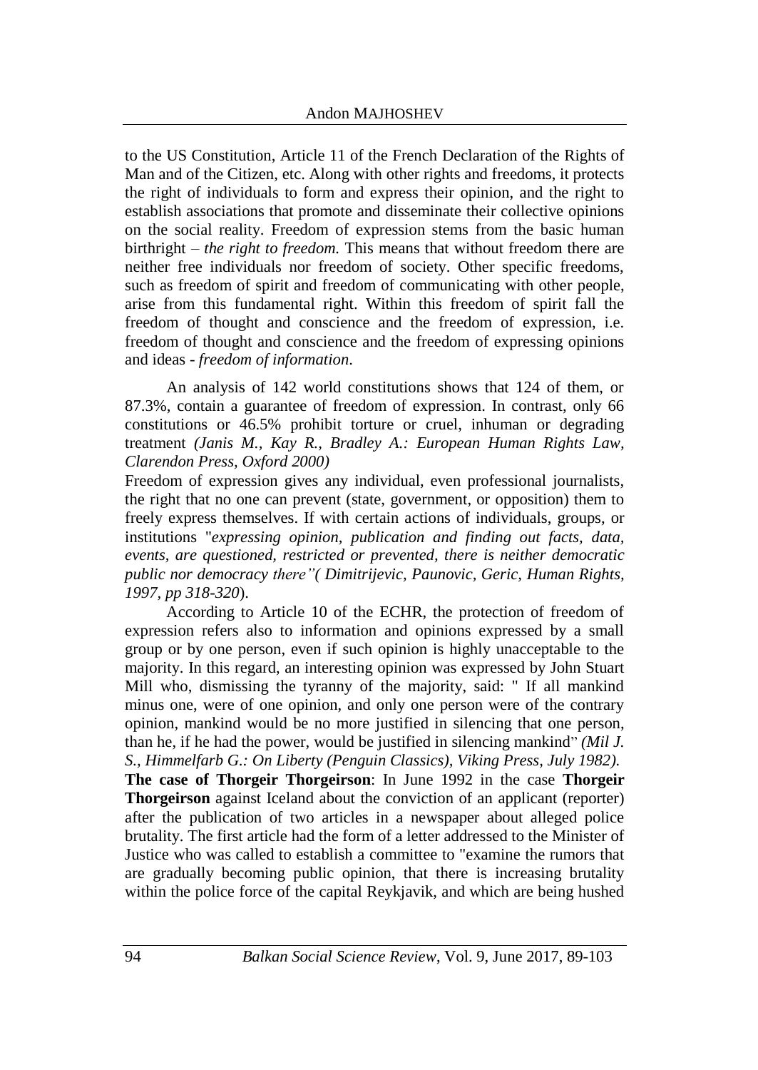to the US Constitution, Article 11 of the French Declaration of the Rights of Man and of the Citizen, etc. Along with other rights and freedoms, it protects the right of individuals to form and express their opinion, and the right to establish associations that promote and disseminate their collective opinions on the social reality. Freedom of expression stems from the basic human birthright – *the right to freedom.* This means that without freedom there are neither free individuals nor freedom of society. Other specific freedoms, such as freedom of spirit and freedom of communicating with other people, arise from this fundamental right. Within this freedom of spirit fall the freedom of thought and conscience and the freedom of expression, i.e. freedom of thought and conscience and the freedom of expressing opinions and ideas - *freedom of information*.

An analysis of 142 world constitutions shows that 124 of them, or 87.3%, contain a guarantee of freedom of expression. In contrast, only 66 constitutions or 46.5% prohibit torture or cruel, inhuman or degrading treatment *(Janis M., Kay R., Bradley A.: European Human Rights Law, Clarendon Press, Oxford 2000)*

Freedom of expression gives any individual, even professional journalists, the right that no one can prevent (state, government, or opposition) them to freely express themselves. If with certain actions of individuals, groups, or institutions "*expressing opinion, publication and finding out facts, data, events, are questioned, restricted or prevented, there is neither democratic public nor democracy there"( Dimitrijevic, Paunovic, Geric, Human Rights, 1997, pp 318-320*).

According to Article 10 of the ECHR, the protection of freedom of expression refers also to information and opinions expressed by a small group or by one person, even if such opinion is highly unacceptable to the majority. In this regard, an interesting opinion was expressed by John Stuart Mill who, dismissing the tyranny of the majority, said: " If all mankind minus one, were of one opinion, and only one person were of the contrary opinion, mankind would be no more justified in silencing that one person, than he, if he had the power, would be justified in silencing mankind" *(Mil J. S., Himmelfarb G.: On Liberty (Penguin Classics), Viking Press, July 1982).*

**The case of Thorgeir Thorgeirson**: In June 1992 in the case **Thorgeir Thorgeirson** against Iceland about the conviction of an applicant (reporter) after the publication of two articles in a newspaper about alleged police brutality. The first article had the form of a letter addressed to the Minister of Justice who was called to establish a committee to "examine the rumors that are gradually becoming public opinion, that there is increasing brutality within the police force of the capital Reykjavik, and which are being hushed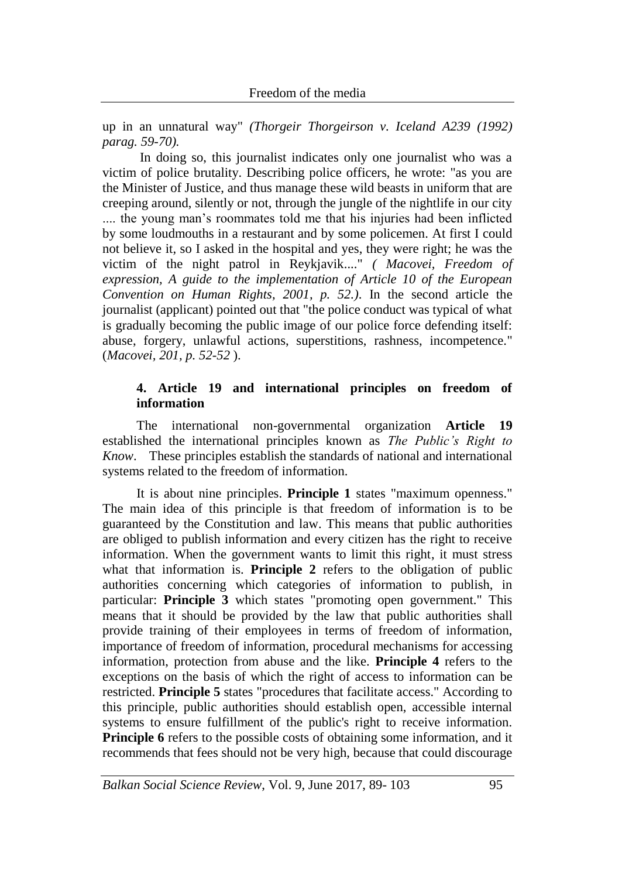up in an unnatural way" *(Thorgeir Thorgeirson v. Iceland A239 (1992) parag. 59-70).*

In doing so, this journalist indicates only one journalist who was a victim of police brutality. Describing police officers, he wrote: "as you are the Minister of Justice, and thus manage these wild beasts in uniform that are creeping around, silently or not, through the jungle of the nightlife in our city .... the young man's roommates told me that his injuries had been inflicted by some loudmouths in a restaurant and by some policemen. At first I could not believe it, so I asked in the hospital and yes, they were right; he was the victim of the night patrol in Reykjavik...." *( Macovei, Freedom of expression, A guide to the implementation of Article 10 of the European Convention on Human Rights, 2001, p. 52.)*. In the second article the journalist (applicant) pointed out that "the police conduct was typical of what is gradually becoming the public image of our police force defending itself: abuse, forgery, unlawful actions, superstitions, rashness, incompetence." (*Macovei, 201, p. 52-52* ).

## 4. Article 19 and international principles on freedom of information

The international non-governmental organization **Article 19** established the international principles known as *The Public's Right to Know*. These principles establish the standards of national and international systems related to the freedom of information.

It is about nine principles. **Principle 1** states "maximum openness." The main idea of this principle is that freedom of information is to be guaranteed by the Constitution and law. This means that public authorities are obliged to publish information and every citizen has the right to receive information. When the government wants to limit this right, it must stress what that information is. **Principle 2** refers to the obligation of public authorities concerning which categories of information to publish, in particular: **Principle 3** which states "promoting open government." This means that it should be provided by the law that public authorities shall provide training of their employees in terms of freedom of information, importance of freedom of information, procedural mechanisms for accessing information, protection from abuse and the like. **Principle 4** refers to the exceptions on the basis of which the right of access to information can be restricted. **Principle 5** states "procedures that facilitate access." According to this principle, public authorities should establish open, accessible internal systems to ensure fulfillment of the public's right to receive information. **Principle 6** refers to the possible costs of obtaining some information, and it recommends that fees should not be very high, because that could discourage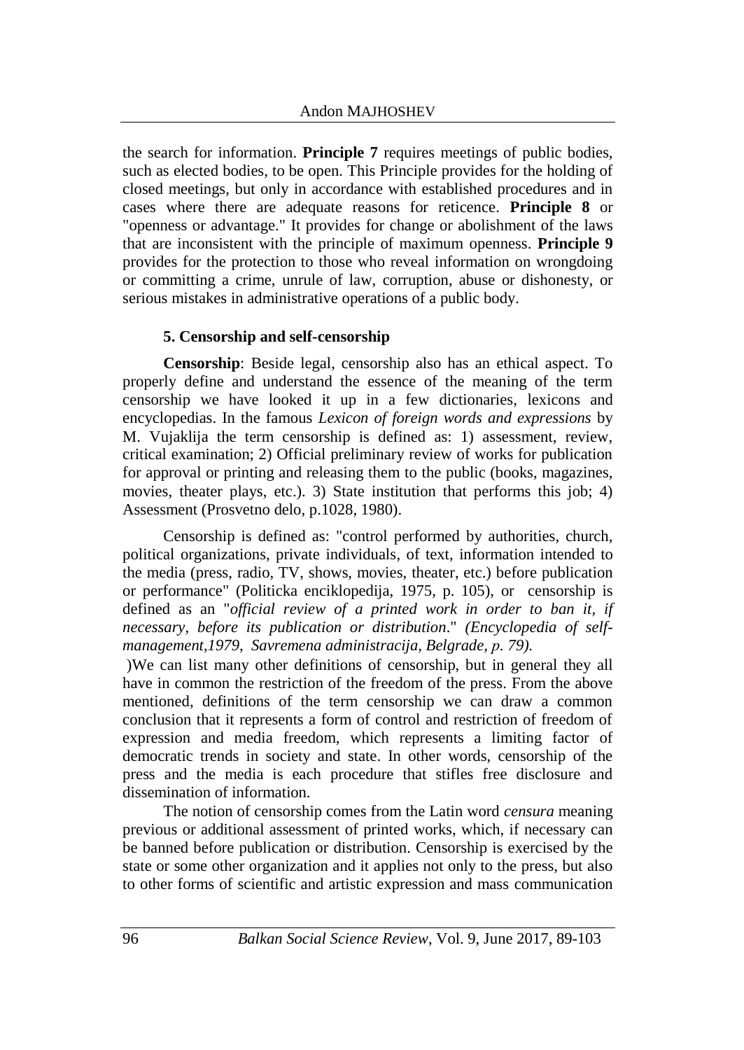the search for information. **Principle 7** requires meetings of public bodies, such as elected bodies, to be open. This Principle provides for the holding of closed meetings, but only in accordance with established procedures and in cases where there are adequate reasons for reticence. **Principle 8** or "openness or advantage." It provides for change or abolishment of the laws that are inconsistent with the principle of maximum openness. **Principle 9** provides for the protection to those who reveal information on wrongdoing or committing a crime, unrule of law, corruption, abuse or dishonesty, or serious mistakes in administrative operations of a public body.

### 5. Censorship and self-censorship

**Censorship**: Beside legal, censorship also has an ethical aspect. To properly define and understand the essence of the meaning of the term censorship we have looked it up in a few dictionaries, lexicons and encyclopedias. In the famous *Lexicon of foreign words and expressions* by M. Vujaklija the term censorship is defined as: 1) assessment, review, critical examination; 2) Official preliminary review of works for publication for approval or printing and releasing them to the public (books, magazines, movies, theater plays, etc.). 3) State institution that performs this job; 4) Assessment (Prosvetno delo, p.1028, 1980).

Censorship is defined as: "control performed by authorities, church, political organizations, private individuals, of text, information intended to the media (press, radio, TV, shows, movies, theater, etc.) before publication or performance" (Politicka enciklopedija, 1975, p. 105), or censorship is defined as an "*official review of a printed work in order to ban it, if necessary, before its publication or distribution*." *(Encyclopedia of self-management,1979, Savremena administracija, Belgrade, p. 79).*

)We can list many other definitions of censorship, but in general they all have in common the restriction of the freedom of the press. From the above mentioned, definitions of the term censorship we can draw a common conclusion that it represents a form of control and restriction of freedom of expression and media freedom, which represents a limiting factor of democratic trends in society and state. In other words, censorship of the press and the media is each procedure that stifles free disclosure and dissemination of information.

The notion of censorship comes from the Latin word *censura* meaning previous or additional assessment of printed works, which, if necessary can be banned before publication or distribution. Censorship is exercised by the state or some other organization and it applies not only to the press, but also to other forms of scientific and artistic expression and mass communication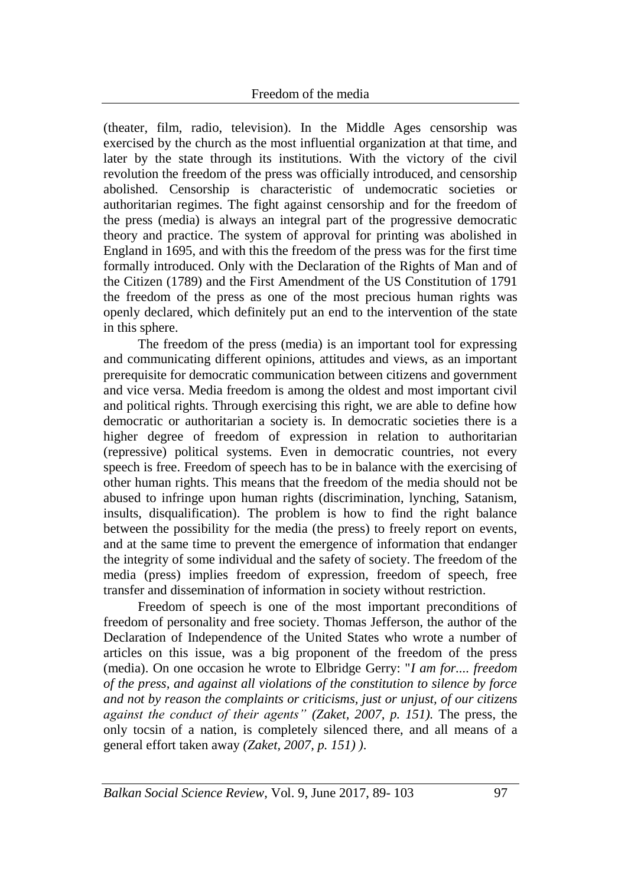(theater, film, radio, television). In the Middle Ages censorship was exercised by the church as the most influential organization at that time, and later by the state through its institutions. With the victory of the civil revolution the freedom of the press was officially introduced, and censorship abolished. Censorship is characteristic of undemocratic societies or authoritarian regimes. The fight against censorship and for the freedom of the press (media) is always an integral part of the progressive democratic theory and practice. The system of approval for printing was abolished in England in 1695, and with this the freedom of the press was for the first time formally introduced. Only with the Declaration of the Rights of Man and of the Citizen (1789) and the First Amendment of the US Constitution of 1791 the freedom of the press as one of the most precious human rights was openly declared, which definitely put an end to the intervention of the state in this sphere.

The freedom of the press (media) is an important tool for expressing and communicating different opinions, attitudes and views, as an important prerequisite for democratic communication between citizens and government and vice versa. Media freedom is among the oldest and most important civil and political rights. Through exercising this right, we are able to define how democratic or authoritarian a society is. In democratic societies there is a higher degree of freedom of expression in relation to authoritarian (repressive) political systems. Even in democratic countries, not every speech is free. Freedom of speech has to be in balance with the exercising of other human rights. This means that the freedom of the media should not be abused to infringe upon human rights (discrimination, lynching, Satanism, insults, disqualification). The problem is how to find the right balance between the possibility for the media (the press) to freely report on events, and at the same time to prevent the emergence of information that endanger the integrity of some individual and the safety of society. The freedom of the media (press) implies freedom of expression, freedom of speech, free transfer and dissemination of information in society without restriction.

Freedom of speech is one of the most important preconditions of freedom of personality and free society. Thomas Jefferson, the author of the Declaration of Independence of the United States who wrote a number of articles on this issue, was a big proponent of the freedom of the press (media). On one occasion he wrote to Elbridge Gerry: "*I am for.... freedom of the press, and against all violations of the constitution to silence by force and not by reason the complaints or criticisms, just or unjust, of our citizens against the conduct of their agents" (Zaket, 2007, p. 151).* The press, the only tocsin of a nation, is completely silenced there, and all means of a general effort taken away *(Zaket, 2007, p. 151) ).*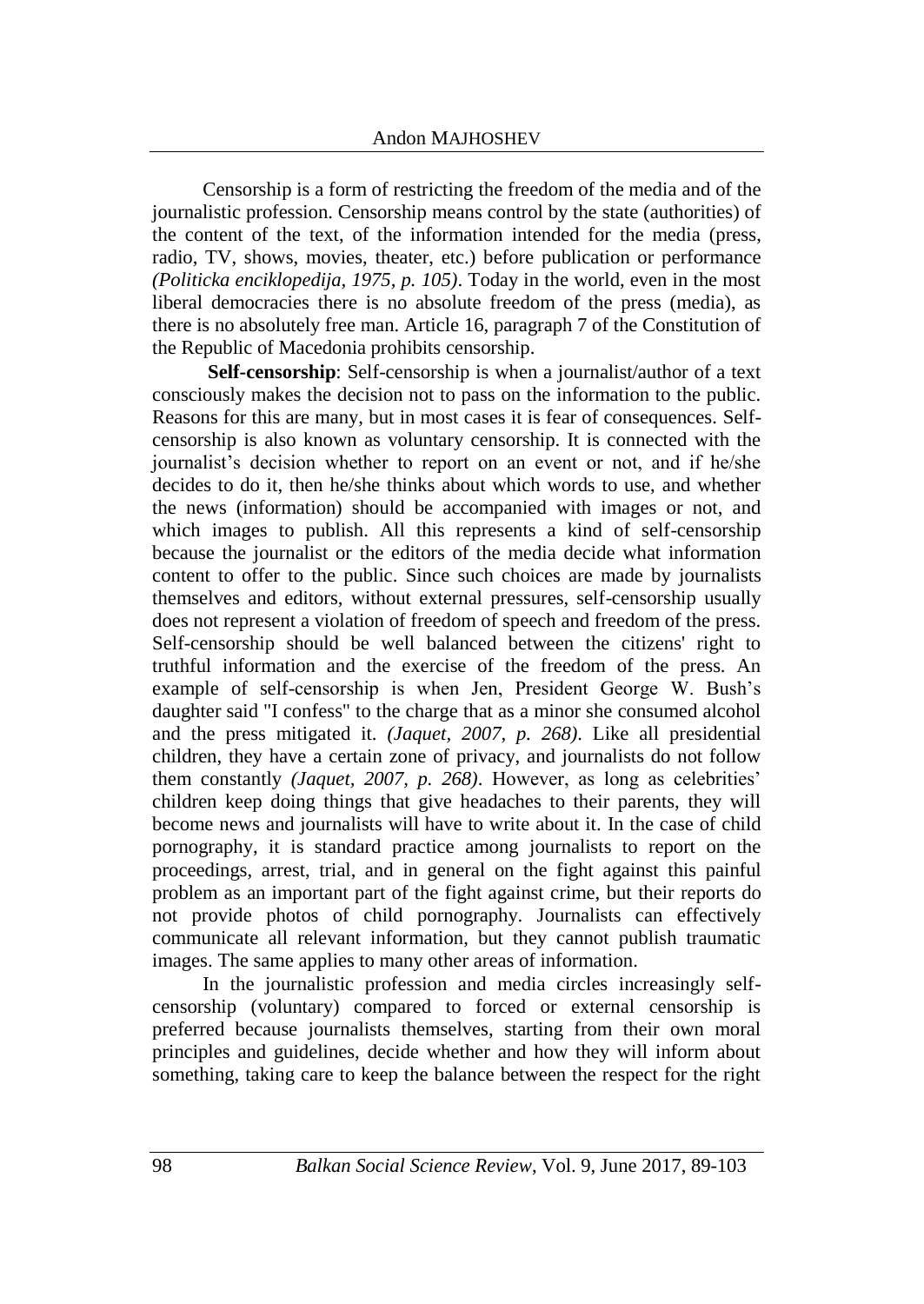Censorship is a form of restricting the freedom of the media and of the journalistic profession. Censorship means control by the state (authorities) of the content of the text, of the information intended for the media (press, radio, TV, shows, movies, theater, etc.) before publication or performance *(Politicka enciklopedija, 1975, p. 105)*. Today in the world, even in the most liberal democracies there is no absolute freedom of the press (media), as there is no absolutely free man. Article 16, paragraph 7 of the Constitution of the Republic of Macedonia prohibits censorship.

**Self-censorship**: Self-censorship is when a journalist/author of a text consciously makes the decision not to pass on the information to the public. Reasons for this are many, but in most cases it is fear of consequences. Self-censorship is also known as voluntary censorship. It is connected with the journalist's decision whether to report on an event or not, and if he/she decides to do it, then he/she thinks about which words to use, and whether the news (information) should be accompanied with images or not, and which images to publish. All this represents a kind of self-censorship because the journalist or the editors of the media decide what information content to offer to the public. Since such choices are made by journalists themselves and editors, without external pressures, self-censorship usually does not represent a violation of freedom of speech and freedom of the press. Self-censorship should be well balanced between the citizens' right to truthful information and the exercise of the freedom of the press. An example of self-censorship is when Jen, President George W. Bush's daughter said "I confess" to the charge that as a minor she consumed alcohol and the press mitigated it. *(Jaquet, 2007, p. 268)*. Like all presidential children, they have a certain zone of privacy, and journalists do not follow them constantly *(Jaquet, 2007, p. 268)*. However, as long as celebrities' children keep doing things that give headaches to their parents, they will become news and journalists will have to write about it. In the case of child pornography, it is standard practice among journalists to report on the proceedings, arrest, trial, and in general on the fight against this painful problem as an important part of the fight against crime, but their reports do not provide photos of child pornography. Journalists can effectively communicate all relevant information, but they cannot publish traumatic images. The same applies to many other areas of information.

In the journalistic profession and media circles increasingly self-censorship (voluntary) compared to forced or external censorship is preferred because journalists themselves, starting from their own moral principles and guidelines, decide whether and how they will inform about something, taking care to keep the balance between the respect for the right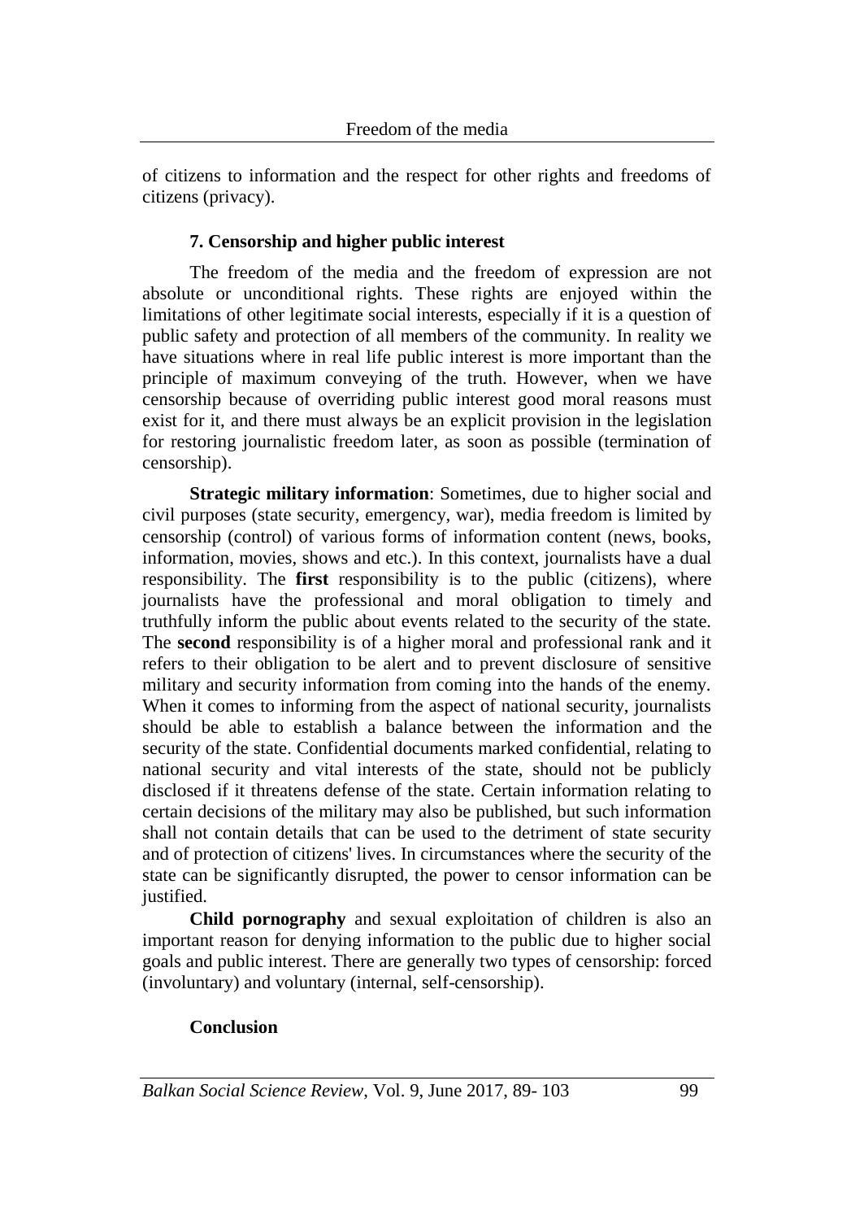of citizens to information and the respect for other rights and freedoms of citizens (privacy).

## 7. Censorship and higher public interest

The freedom of the media and the freedom of expression are not absolute or unconditional rights. These rights are enjoyed within the limitations of other legitimate social interests, especially if it is a question of public safety and protection of all members of the community. In reality we have situations where in real life public interest is more important than the principle of maximum conveying of the truth. However, when we have censorship because of overriding public interest good moral reasons must exist for it, and there must always be an explicit provision in the legislation for restoring journalistic freedom later, as soon as possible (termination of censorship).

**Strategic military information**: Sometimes, due to higher social and civil purposes (state security, emergency, war), media freedom is limited by censorship (control) of various forms of information content (news, books, information, movies, shows and etc.). In this context, journalists have a dual responsibility. The **first** responsibility is to the public (citizens), where journalists have the professional and moral obligation to timely and truthfully inform the public about events related to the security of the state. The **second** responsibility is of a higher moral and professional rank and it refers to their obligation to be alert and to prevent disclosure of sensitive military and security information from coming into the hands of the enemy. When it comes to informing from the aspect of national security, journalists should be able to establish a balance between the information and the security of the state. Confidential documents marked confidential, relating to national security and vital interests of the state, should not be publicly disclosed if it threatens defense of the state. Certain information relating to certain decisions of the military may also be published, but such information shall not contain details that can be used to the detriment of state security and of protection of citizens' lives. In circumstances where the security of the state can be significantly disrupted, the power to censor information can be justified.

**Child pornography** and sexual exploitation of children is also an important reason for denying information to the public due to higher social goals and public interest. There are generally two types of censorship: forced (involuntary) and voluntary (internal, self-censorship).

## Conclusion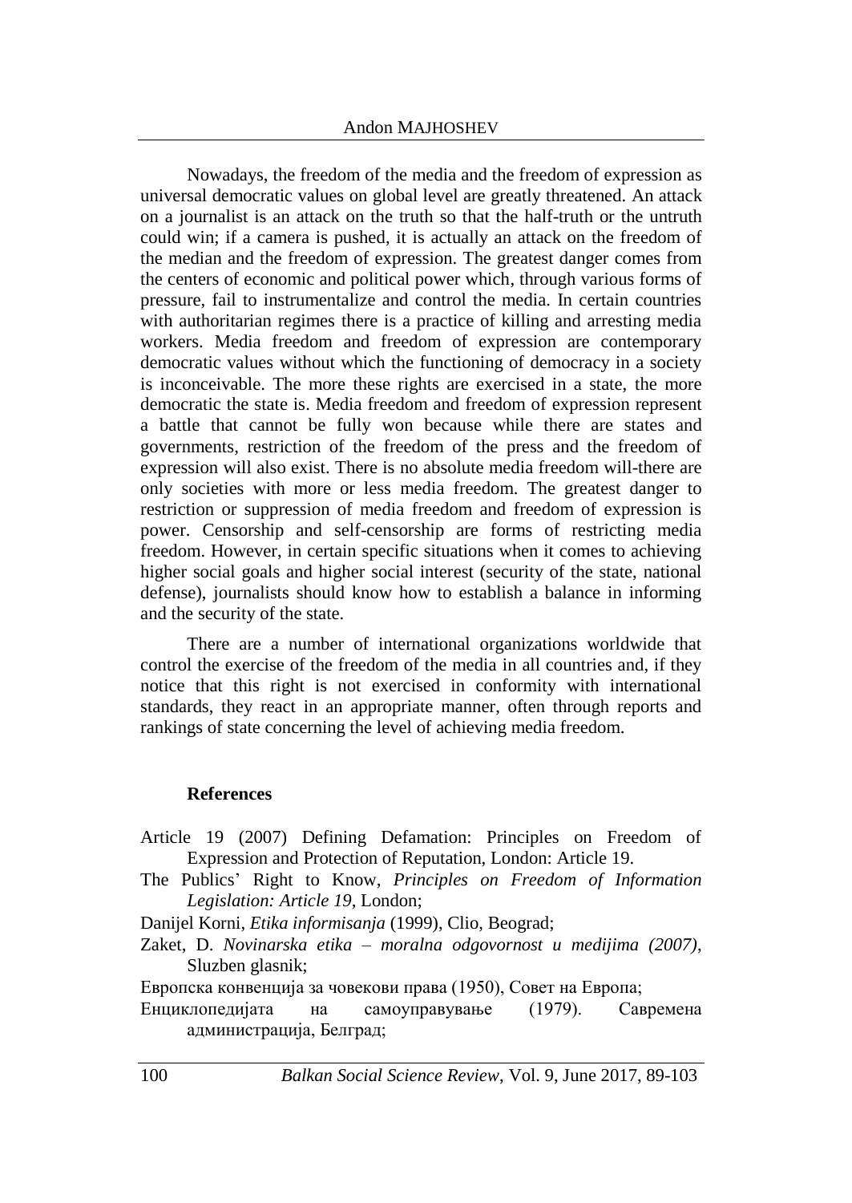Nowadays, the freedom of the media and the freedom of expression as universal democratic values on global level are greatly threatened. An attack on a journalist is an attack on the truth so that the half-truth or the untruth could win; if a camera is pushed, it is actually an attack on the freedom of the median and the freedom of expression. The greatest danger comes from the centers of economic and political power which, through various forms of pressure, fail to instrumentalize and control the media. In certain countries with authoritarian regimes there is a practice of killing and arresting media workers. Media freedom and freedom of expression are contemporary democratic values without which the functioning of democracy in a society is inconceivable. The more these rights are exercised in a state, the more democratic the state is. Media freedom and freedom of expression represent a battle that cannot be fully won because while there are states and governments, restriction of the freedom of the press and the freedom of expression will also exist. There is no absolute media freedom will-there are only societies with more or less media freedom. The greatest danger to restriction or suppression of media freedom and freedom of expression is power. Censorship and self-censorship are forms of restricting media freedom. However, in certain specific situations when it comes to achieving higher social goals and higher social interest (security of the state, national defense), journalists should know how to establish a balance in informing and the security of the state.

There are a number of international organizations worldwide that control the exercise of the freedom of the media in all countries and, if they notice that this right is not exercised in conformity with international standards, they react in an appropriate manner, often through reports and rankings of state concerning the level of achieving media freedom.

## References

Article 19 (2007) Defining Defamation: Principles on Freedom of Expression and Protection of Reputation, London: Article 19.

The Publics' Right to Know, *Principles on Freedom of Information Legislation: Article 19*, London;

Danijel Korni, *Etika informisanja* (1999), Clio, Beograd;

Zaket, D. *Novinarska etika – moralna odgovornost u medijima (2007)*, Sluzben glasnik;

Европска конвенција за човекови права (1950), Совет на Европа;

Енциклопедијата на самоуправување (1979). Савремена администрација, Белград;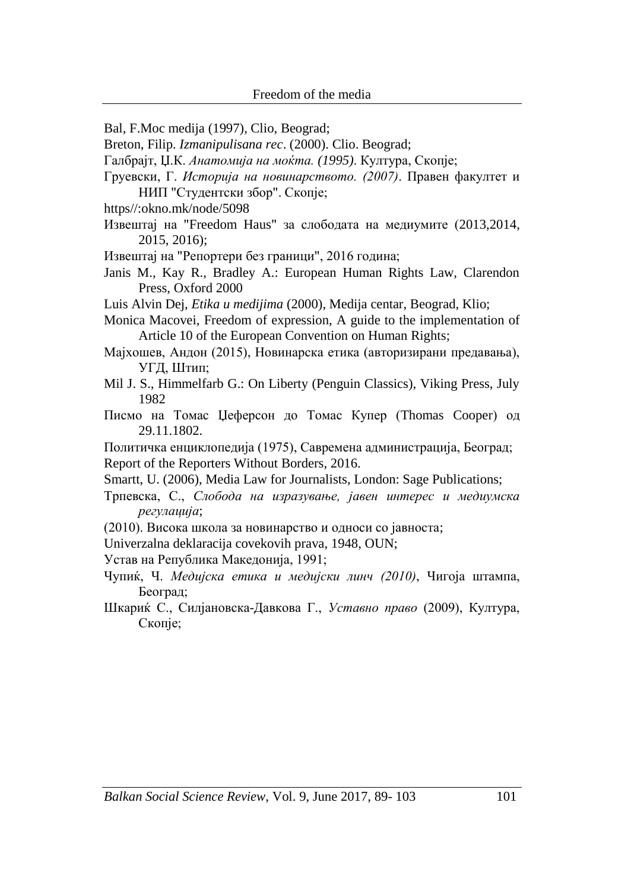Bal, F.Moc medija (1997), Clio, Beograd;

Breton, Filip. *Izmanipulisana rec*. (2000). Clio. Beograd;

Галбрајт, Џ.К. *Анатомија на моќта. (1995)*. Култура, Скопје;

Груевски, Г. *Историја на новинарството. (2007)*. Правен факултет и НИП "Студентски збор". Скопје;

https//:okno.mk/node/5098

Извештај на "Freedom Haus" за слободата на медиумите (2013,2014, 2015, 2016);

Извештај на "Репортери без граници", 2016 година;

Janis M., Kay R., Bradley A.: European Human Rights Law, Clarendon Press, Oxford 2000

Luis Alvin Dej, *Etika u medijima* (2000), Medija centar, Beograd, Klio;

Monica Macovei, Freedom of expression, A guide to the implementation of Article 10 of the European Convention on Human Rights;

Мајхошев, Андон (2015), Новинарска етика (авторизирани предавања), УГД, Штип;

Mil J. S., Himmelfarb G.: On Liberty (Penguin Classics), Viking Press, July 1982

Писмо на Томас Џеферсон до Томас Купер (Thomas Cooper) од 29.11.1802.

Политичка енциклопедија (1975), Савремена администрација, Београд;

Report of the Reporters Without Borders, 2016.

Smartt, U. (2006), Media Law for Journalists, London: Sage Publications;

Трпевска, С., *Слобода на изразување, јавен интерес и медиумска регулација*;

(2010). Висока школа за новинарство и односи со јавноста;

Univerzalna deklaracija covekovih prava, 1948, OUN;

Устав на Република Македонија, 1991;

Чупиќ, Ч. *Медијска етика и медијски линч (2010)*, Чигоја штампа, Београд;

Шкариќ С., Силјановска-Давкова Г., *Уставно право* (2009), Култура, Скопје;